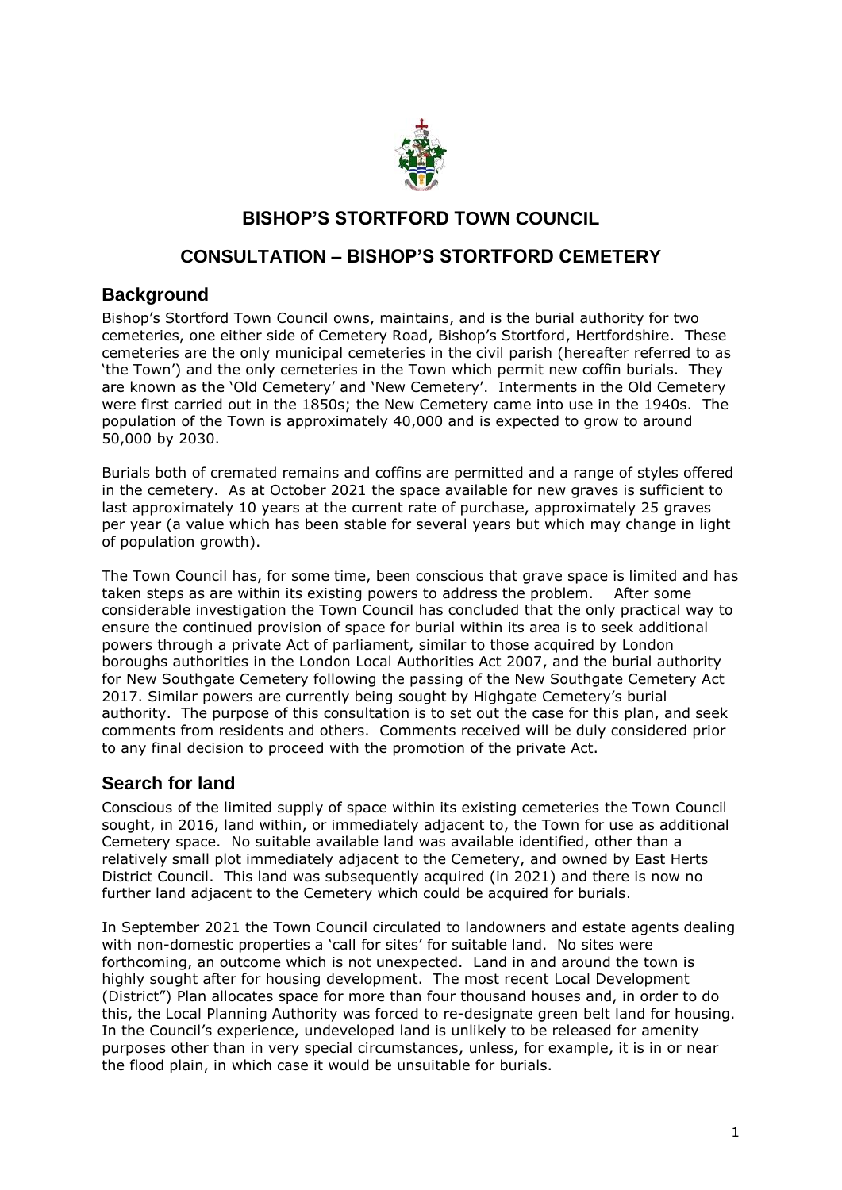# BISHOP'S STORTFORD TOWN COUNCIL

## CONSULTATION – BISHOP'S STORTFORD CEMETERY

### Background

Bishop's Stortford Town Council owns, maintains, and is the burial authority for two cemeteries, one either side of Cemetery Road, Bishop's Stortford, Hertfordshire. These cemeteries are the only municipal cemeteries in the civil parish (hereafter referred to as 'the Town') and the only cemeteries in the Town which permit new coffin burials. They are known as the 'Old Cemetery' and 'New Cemetery'. Interments in the Old Cemetery were first carried out in the 1850s; the New Cemetery came into use in the 1940s. The population of the Town is approximately 40,000 and is expected to grow to around 50,000 by 2030.

Burials both of cremated remains and coffins are permitted and a range of styles offered in the cemetery. As at October 2021 the space available for new graves is sufficient to last approximately 10 years at the current rate of purchase, approximately 25 graves per year (a value which has been stable for several years but which may change in light of population growth).

The Town Council has, for some time, been conscious that grave space is limited and has taken steps as are within its existing powers to address the problem. After some considerable investigation the Town Council has concluded that the only practical way to ensure the continued provision of space for burial within its area is to seek additional powers through a private Act of parliament, similar to those acquired by London boroughs authorities in the London Local Authorities Act 2007, and the burial authority for New Southgate Cemetery following the passing of the New Southgate Cemetery Act 2017. Similar powers are currently being sought by Highgate Cemetery's burial authority. The purpose of this consultation is to set out the case for this plan, and seek comments from residents and others. Comments received will be duly considered prior to any final decision to proceed with the promotion of the private Act.

### Search for land

Conscious of the limited supply of space within its existing cemeteries the Town Council sought, in 2016, land within, or immediately adjacent to, the Town for use as additional Cemetery space. No suitable available land was available identified, other than a relatively small plot immediately adjacent to the Cemetery, and owned by East Herts District Council. This land was subsequently acquired (in 2021) and there is now no further land adjacent to the Cemetery which could be acquired for burials.

In September 2021 the Town Council circulated to landowners and estate agents dealing with non-domestic properties a 'call for sites' for suitable land. No sites were forthcoming, an outcome which is not unexpected. Land in and around the town is highly sought after for housing development. The most recent Local Development (District") Plan allocates space for more than four thousand houses and, in order to do this, the Local Planning Authority was forced to re-designate green belt land for housing. In the Council's experience, undeveloped land is unlikely to be released for amenity purposes other than in very special circumstances, unless, for example, it is in or near the flood plain, in which case it would be unsuitable for burials.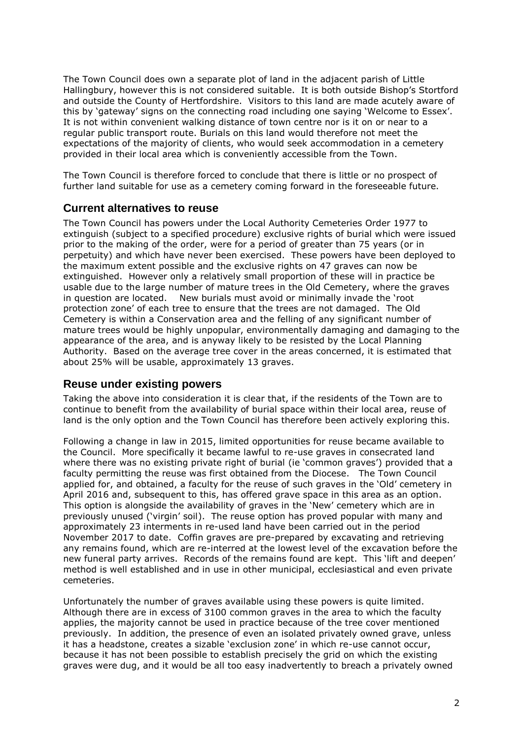The Town Council does own a separate plot of land in the adjacent parish of Little Hallingbury, however this is not considered suitable. It is both outside Bishop's Stortford and outside the County of Hertfordshire. Visitors to this land are made acutely aware of this by 'gateway' signs on the connecting road including one saying 'Welcome to Essex'. It is not within convenient walking distance of town centre nor is it on or near to a regular public transport route. Burials on this land would therefore not meet the expectations of the majority of clients, who would seek accommodation in a cemetery provided in their local area which is conveniently accessible from the Town.

The Town Council is therefore forced to conclude that there is little or no prospect of further land suitable for use as a cemetery coming forward in the foreseeable future.

## Current alternatives to reuse

The Town Council has powers under the Local Authority Cemeteries Order 1977 to extinguish (subject to a specified procedure) exclusive rights of burial which were issued prior to the making of the order, were for a period of greater than 75 years (or in perpetuity) and which have never been exercised. These powers have been deployed to the maximum extent possible and the exclusive rights on 47 graves can now be extinguished. However only a relatively small proportion of these will in practice be usable due to the large number of mature trees in the Old Cemetery, where the graves in question are located. New burials must avoid or minimally invade the 'root protection zone' of each tree to ensure that the trees are not damaged. The Old Cemetery is within a Conservation area and the felling of any significant number of mature trees would be highly unpopular, environmentally damaging and damaging to the appearance of the area, and is anyway likely to be resisted by the Local Planning Authority. Based on the average tree cover in the areas concerned, it is estimated that about 25% will be usable, approximately 13 graves.

## Reuse under existing powers

Taking the above into consideration it is clear that, if the residents of the Town are to continue to benefit from the availability of burial space within their local area, reuse of land is the only option and the Town Council has therefore been actively exploring this.

Following a change in law in 2015, limited opportunities for reuse became available to the Council. More specifically it became lawful to re-use graves in consecrated land where there was no existing private right of burial (ie 'common graves') provided that a faculty permitting the reuse was first obtained from the Diocese. The Town Council applied for, and obtained, a faculty for the reuse of such graves in the 'Old' cemetery in April 2016 and, subsequent to this, has offered grave space in this area as an option. This option is alongside the availability of graves in the 'New' cemetery which are in previously unused ('virgin' soil). The reuse option has proved popular with many and approximately 23 interments in re-used land have been carried out in the period November 2017 to date. Coffin graves are pre-prepared by excavating and retrieving any remains found, which are re-interred at the lowest level of the excavation before the new funeral party arrives. Records of the remains found are kept. This 'lift and deepen' method is well established and in use in other municipal, ecclesiastical and even private cemeteries.

Unfortunately the number of graves available using these powers is quite limited. Although there are in excess of 3100 common graves in the area to which the faculty applies, the majority cannot be used in practice because of the tree cover mentioned previously. In addition, the presence of even an isolated privately owned grave, unless it has a headstone, creates a sizable 'exclusion zone' in which re-use cannot occur, because it has not been possible to establish precisely the grid on which the existing graves were dug, and it would be all too easy inadvertently to breach a privately owned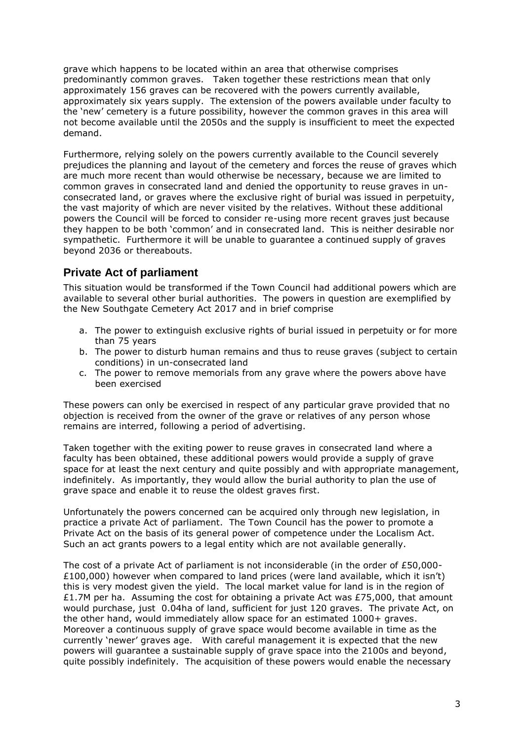grave which happens to be located within an area that otherwise comprises predominantly common graves. Taken together these restrictions mean that only approximately 156 graves can be recovered with the powers currently available, approximately six years supply. The extension of the powers available under faculty to the 'new' cemetery is a future possibility, however the common graves in this area will not become available until the 2050s and the supply is insufficient to meet the expected demand.

Furthermore, relying solely on the powers currently available to the Council severely prejudices the planning and layout of the cemetery and forces the reuse of graves which are much more recent than would otherwise be necessary, because we are limited to common graves in consecrated land and denied the opportunity to reuse graves in un-consecrated land, or graves where the exclusive right of burial was issued in perpetuity, the vast majority of which are never visited by the relatives. Without these additional powers the Council will be forced to consider re-using more recent graves just because they happen to be both 'common' and in consecrated land. This is neither desirable nor sympathetic. Furthermore it will be unable to guarantee a continued supply of graves beyond 2036 or thereabouts.

## Private Act of parliament

This situation would be transformed if the Town Council had additional powers which are available to several other burial authorities. The powers in question are exemplified by the New Southgate Cemetery Act 2017 and in brief comprise

a. The power to extinguish exclusive rights of burial issued in perpetuity or for more than 75 years
b. The power to disturb human remains and thus to reuse graves (subject to certain conditions) in un-consecrated land
c. The power to remove memorials from any grave where the powers above have been exercised

These powers can only be exercised in respect of any particular grave provided that no objection is received from the owner of the grave or relatives of any person whose remains are interred, following a period of advertising.

Taken together with the exiting power to reuse graves in consecrated land where a faculty has been obtained, these additional powers would provide a supply of grave space for at least the next century and quite possibly and with appropriate management, indefinitely. As importantly, they would allow the burial authority to plan the use of grave space and enable it to reuse the oldest graves first.

Unfortunately the powers concerned can be acquired only through new legislation, in practice a private Act of parliament. The Town Council has the power to promote a Private Act on the basis of its general power of competence under the Localism Act. Such an act grants powers to a legal entity which are not available generally.

The cost of a private Act of parliament is not inconsiderable (in the order of £50,000-£100,000) however when compared to land prices (were land available, which it isn't) this is very modest given the yield. The local market value for land is in the region of £1.7M per ha. Assuming the cost for obtaining a private Act was £75,000, that amount would purchase, just 0.04ha of land, sufficient for just 120 graves. The private Act, on the other hand, would immediately allow space for an estimated 1000+ graves. Moreover a continuous supply of grave space would become available in time as the currently 'newer' graves age. With careful management it is expected that the new powers will guarantee a sustainable supply of grave space into the 2100s and beyond, quite possibly indefinitely. The acquisition of these powers would enable the necessary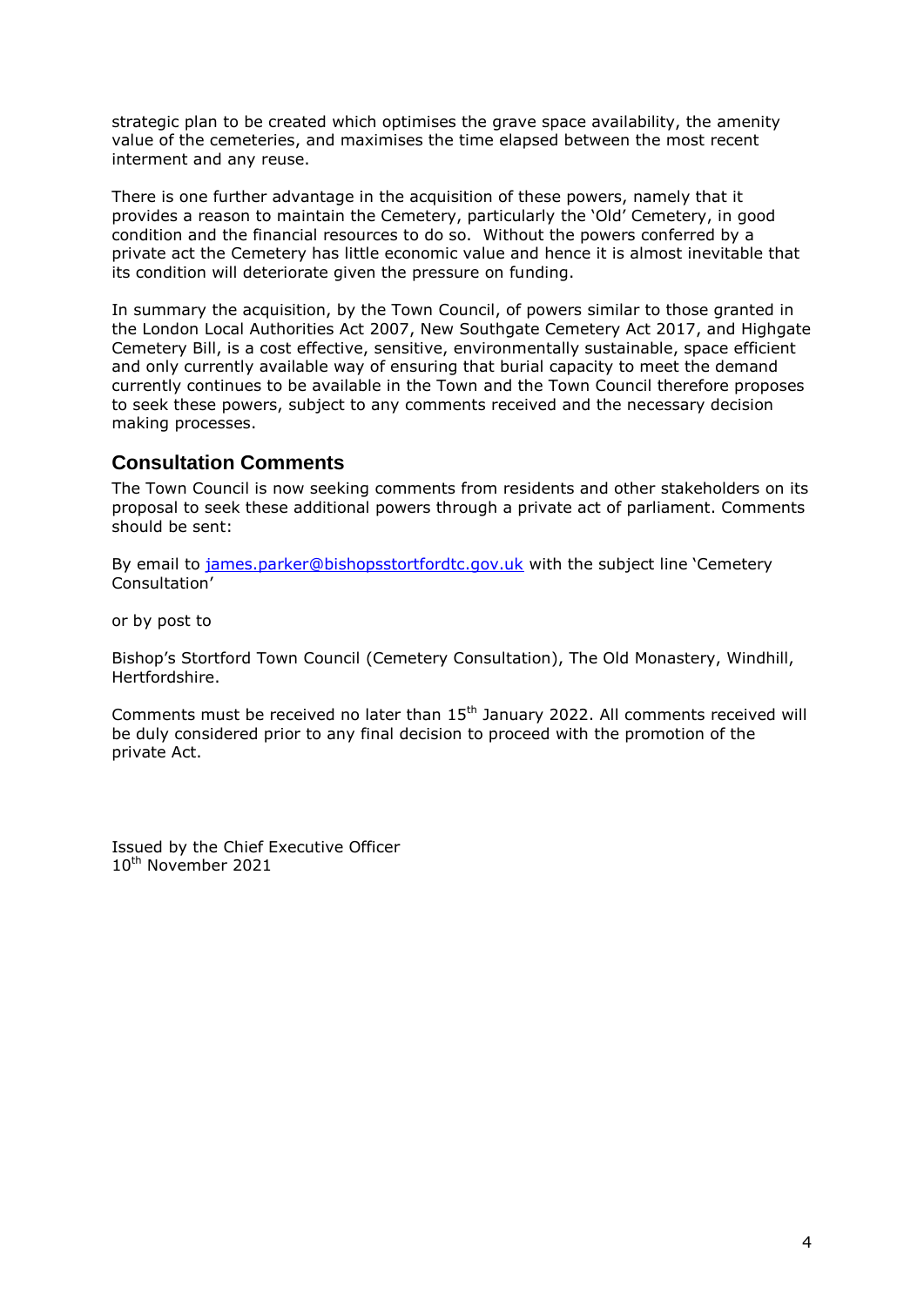strategic plan to be created which optimises the grave space availability, the amenity value of the cemeteries, and maximises the time elapsed between the most recent interment and any reuse.

There is one further advantage in the acquisition of these powers, namely that it provides a reason to maintain the Cemetery, particularly the 'Old' Cemetery, in good condition and the financial resources to do so. Without the powers conferred by a private act the Cemetery has little economic value and hence it is almost inevitable that its condition will deteriorate given the pressure on funding.

In summary the acquisition, by the Town Council, of powers similar to those granted in the London Local Authorities Act 2007, New Southgate Cemetery Act 2017, and Highgate Cemetery Bill, is a cost effective, sensitive, environmentally sustainable, space efficient and only currently available way of ensuring that burial capacity to meet the demand currently continues to be available in the Town and the Town Council therefore proposes to seek these powers, subject to any comments received and the necessary decision making processes.

## Consultation Comments

The Town Council is now seeking comments from residents and other stakeholders on its proposal to seek these additional powers through a private act of parliament. Comments should be sent:

By email to james.parker@bishopsstortfordtc.gov.uk with the subject line 'Cemetery Consultation'

or by post to

Bishop's Stortford Town Council (Cemetery Consultation), The Old Monastery, Windhill, Hertfordshire.

Comments must be received no later than 15th January 2022. All comments received will be duly considered prior to any final decision to proceed with the promotion of the private Act.

Issued by the Chief Executive Officer
10th November 2021